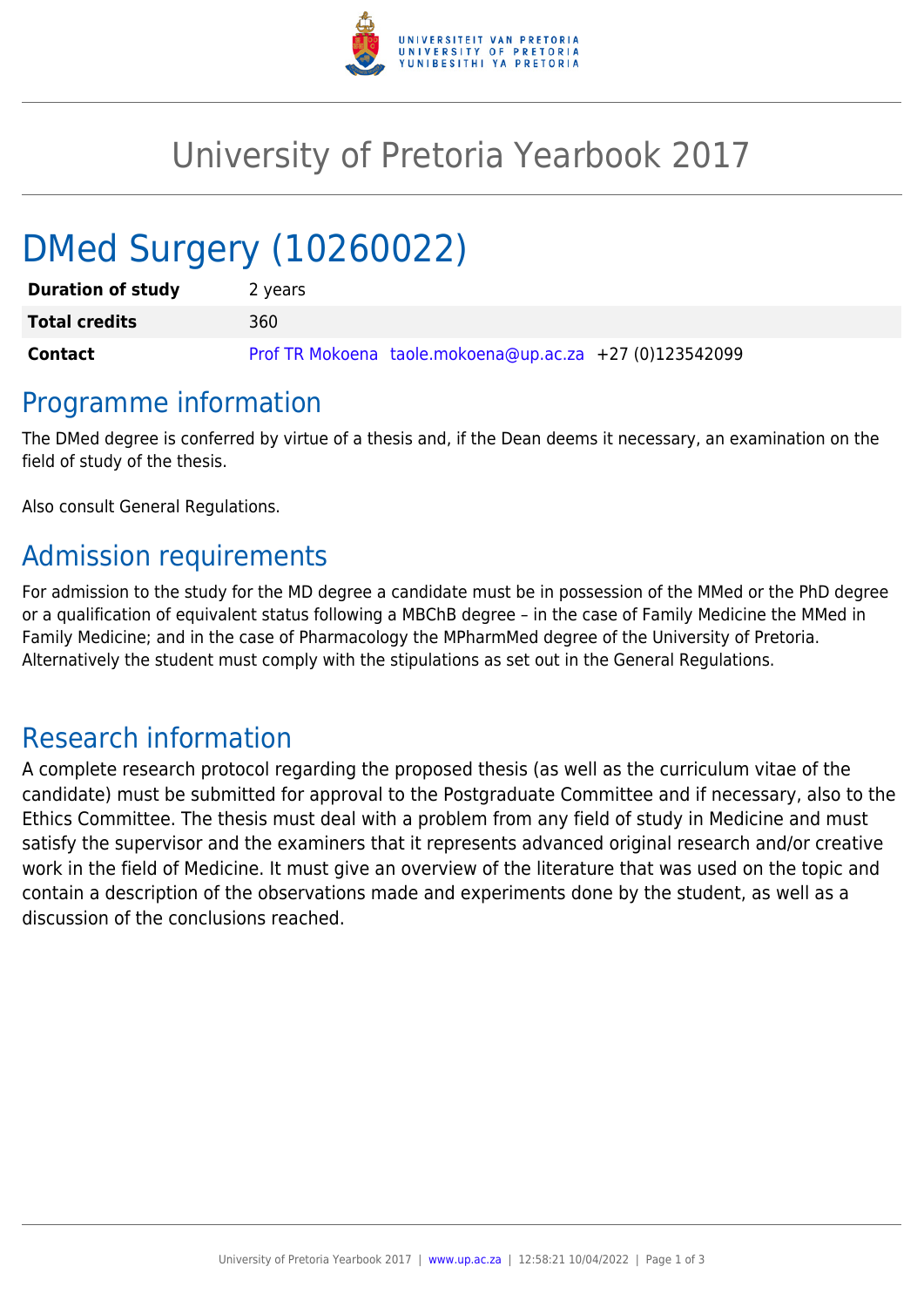# University of Pretoria Yearbook 2017

# DMed Surgery (10260022)

| | |
|---|---|
| **Duration of study** | 2 years |
| **Total credits** | 360 |
| **Contact** | Prof TR Mokoena taole.mokoena@up.ac.za +27 (0)123542099 |

## Programme information

The DMed degree is conferred by virtue of a thesis and, if the Dean deems it necessary, an examination on the field of study of the thesis.

Also consult General Regulations.

## Admission requirements

For admission to the study for the MD degree a candidate must be in possession of the MMed or the PhD degree or a qualification of equivalent status following a MBChB degree – in the case of Family Medicine the MMed in Family Medicine; and in the case of Pharmacology the MPharmMed degree of the University of Pretoria. Alternatively the student must comply with the stipulations as set out in the General Regulations.

## Research information

A complete research protocol regarding the proposed thesis (as well as the curriculum vitae of the candidate) must be submitted for approval to the Postgraduate Committee and if necessary, also to the Ethics Committee. The thesis must deal with a problem from any field of study in Medicine and must satisfy the supervisor and the examiners that it represents advanced original research and/or creative work in the field of Medicine. It must give an overview of the literature that was used on the topic and contain a description of the observations made and experiments done by the student, as well as a discussion of the conclusions reached.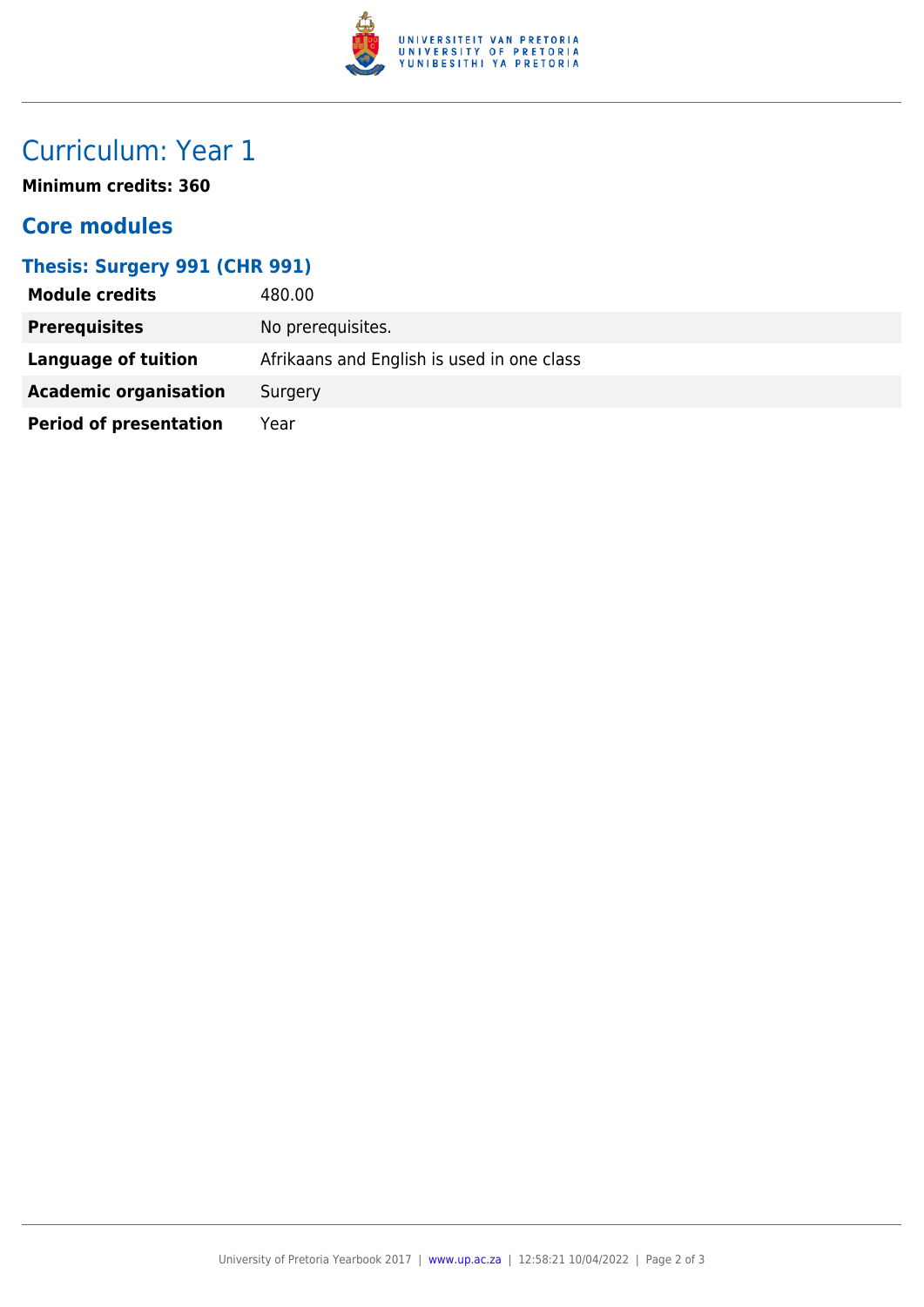# Curriculum: Year 1

**Minimum credits: 360**

## Core modules

### Thesis: Surgery 991 (CHR 991)

| | |
|---|---|
| **Module credits** | 480.00 |
| **Prerequisites** | No prerequisites. |
| **Language of tuition** | Afrikaans and English is used in one class |
| **Academic organisation** | Surgery |
| **Period of presentation** | Year |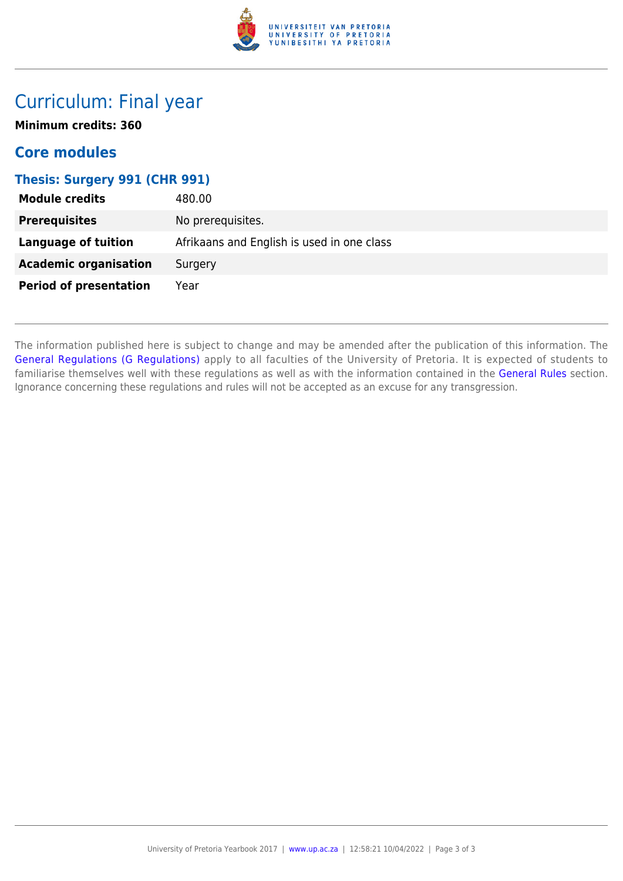# Curriculum: Final year

**Minimum credits: 360**

## Core modules

### Thesis: Surgery 991 (CHR 991)

| | |
|---|---|
| **Module credits** | 480.00 |
| **Prerequisites** | No prerequisites. |
| **Language of tuition** | Afrikaans and English is used in one class |
| **Academic organisation** | Surgery |
| **Period of presentation** | Year |

The information published here is subject to change and may be amended after the publication of this information. The General Regulations (G Regulations) apply to all faculties of the University of Pretoria. It is expected of students to familiarise themselves well with these regulations as well as with the information contained in the General Rules section. Ignorance concerning these regulations and rules will not be accepted as an excuse for any transgression.